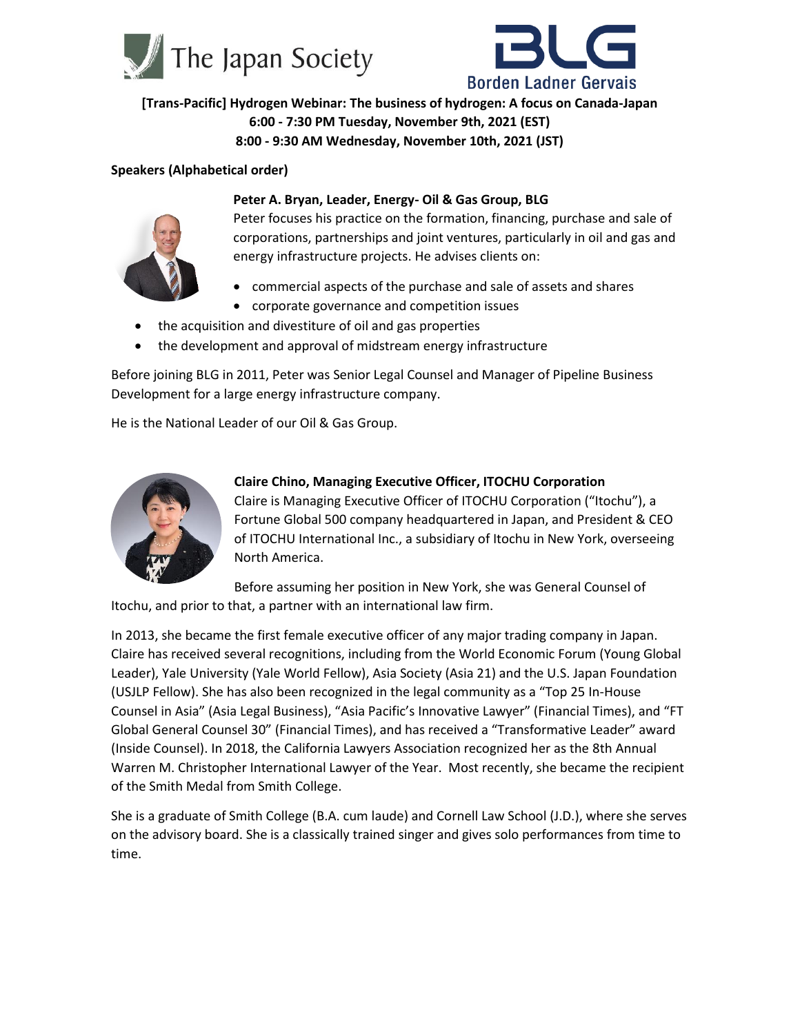**[Trans-Pacific] Hydrogen Webinar: The business of hydrogen: A focus on Canada-Japan**
**6:00 - 7:30 PM Tuesday, November 9th, 2021 (EST)**
**8:00 - 9:30 AM Wednesday, November 10th, 2021 (JST)**

**Speakers (Alphabetical order)**

**Peter A. Bryan, Leader, Energy- Oil & Gas Group, BLG**

Peter focuses his practice on the formation, financing, purchase and sale of corporations, partnerships and joint ventures, particularly in oil and gas and energy infrastructure projects. He advises clients on:

- commercial aspects of the purchase and sale of assets and shares
- corporate governance and competition issues
- the acquisition and divestiture of oil and gas properties
- the development and approval of midstream energy infrastructure

Before joining BLG in 2011, Peter was Senior Legal Counsel and Manager of Pipeline Business Development for a large energy infrastructure company.

He is the National Leader of our Oil & Gas Group.

**Claire Chino, Managing Executive Officer, ITOCHU Corporation**

Claire is Managing Executive Officer of ITOCHU Corporation ("Itochu"), a Fortune Global 500 company headquartered in Japan, and President & CEO of ITOCHU International Inc., a subsidiary of Itochu in New York, overseeing North America.

Before assuming her position in New York, she was General Counsel of Itochu, and prior to that, a partner with an international law firm.

In 2013, she became the first female executive officer of any major trading company in Japan. Claire has received several recognitions, including from the World Economic Forum (Young Global Leader), Yale University (Yale World Fellow), Asia Society (Asia 21) and the U.S. Japan Foundation (USJLP Fellow). She has also been recognized in the legal community as a "Top 25 In-House Counsel in Asia" (Asia Legal Business), "Asia Pacific's Innovative Lawyer" (Financial Times), and "FT Global General Counsel 30" (Financial Times), and has received a "Transformative Leader" award (Inside Counsel). In 2018, the California Lawyers Association recognized her as the 8th Annual Warren M. Christopher International Lawyer of the Year. Most recently, she became the recipient of the Smith Medal from Smith College.

She is a graduate of Smith College (B.A. cum laude) and Cornell Law School (J.D.), where she serves on the advisory board. She is a classically trained singer and gives solo performances from time to time.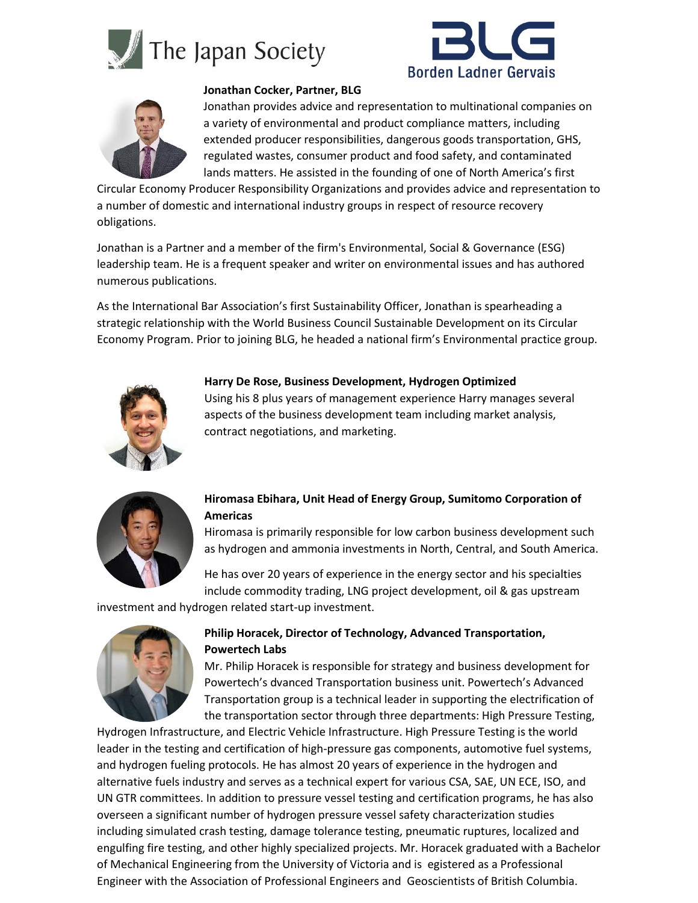The Japan Society

BLG Borden Ladner Gervais

**Jonathan Cocker, Partner, BLG**

Jonathan provides advice and representation to multinational companies on a variety of environmental and product compliance matters, including extended producer responsibilities, dangerous goods transportation, GHS, regulated wastes, consumer product and food safety, and contaminated lands matters. He assisted in the founding of one of North America's first Circular Economy Producer Responsibility Organizations and provides advice and representation to a number of domestic and international industry groups in respect of resource recovery obligations.

Jonathan is a Partner and a member of the firm's Environmental, Social & Governance (ESG) leadership team. He is a frequent speaker and writer on environmental issues and has authored numerous publications.

As the International Bar Association's first Sustainability Officer, Jonathan is spearheading a strategic relationship with the World Business Council Sustainable Development on its Circular Economy Program. Prior to joining BLG, he headed a national firm's Environmental practice group.

**Harry De Rose, Business Development, Hydrogen Optimized**

Using his 8 plus years of management experience Harry manages several aspects of the business development team including market analysis, contract negotiations, and marketing.

**Hiromasa Ebihara, Unit Head of Energy Group, Sumitomo Corporation of Americas**

Hiromasa is primarily responsible for low carbon business development such as hydrogen and ammonia investments in North, Central, and South America.

He has over 20 years of experience in the energy sector and his specialties include commodity trading, LNG project development, oil & gas upstream investment and hydrogen related start-up investment.

**Philip Horacek, Director of Technology, Advanced Transportation, Powertech Labs**

Mr. Philip Horacek is responsible for strategy and business development for Powertech's dvanced Transportation business unit. Powertech's Advanced Transportation group is a technical leader in supporting the electrification of the transportation sector through three departments: High Pressure Testing, Hydrogen Infrastructure, and Electric Vehicle Infrastructure. High Pressure Testing is the world leader in the testing and certification of high-pressure gas components, automotive fuel systems, and hydrogen fueling protocols. He has almost 20 years of experience in the hydrogen and alternative fuels industry and serves as a technical expert for various CSA, SAE, UN ECE, ISO, and UN GTR committees. In addition to pressure vessel testing and certification programs, he has also overseen a significant number of hydrogen pressure vessel safety characterization studies including simulated crash testing, damage tolerance testing, pneumatic ruptures, localized and engulfing fire testing, and other highly specialized projects. Mr. Horacek graduated with a Bachelor of Mechanical Engineering from the University of Victoria and is egistered as a Professional Engineer with the Association of Professional Engineers and Geoscientists of British Columbia.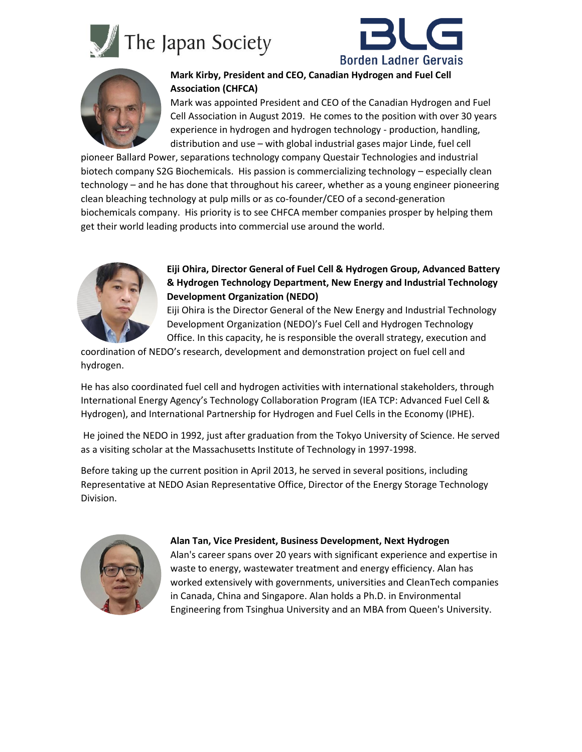**Mark Kirby, President and CEO, Canadian Hydrogen and Fuel Cell Association (CHFCA)**

Mark was appointed President and CEO of the Canadian Hydrogen and Fuel Cell Association in August 2019. He comes to the position with over 30 years experience in hydrogen and hydrogen technology - production, handling, distribution and use – with global industrial gases major Linde, fuel cell pioneer Ballard Power, separations technology company Questair Technologies and industrial biotech company S2G Biochemicals. His passion is commercializing technology – especially clean technology – and he has done that throughout his career, whether as a young engineer pioneering clean bleaching technology at pulp mills or as co-founder/CEO of a second-generation biochemicals company. His priority is to see CHFCA member companies prosper by helping them get their world leading products into commercial use around the world.

**Eiji Ohira, Director General of Fuel Cell & Hydrogen Group, Advanced Battery & Hydrogen Technology Department, New Energy and Industrial Technology Development Organization (NEDO)**

Eiji Ohira is the Director General of the New Energy and Industrial Technology Development Organization (NEDO)'s Fuel Cell and Hydrogen Technology Office. In this capacity, he is responsible the overall strategy, execution and coordination of NEDO's research, development and demonstration project on fuel cell and hydrogen.

He has also coordinated fuel cell and hydrogen activities with international stakeholders, through International Energy Agency's Technology Collaboration Program (IEA TCP: Advanced Fuel Cell & Hydrogen), and International Partnership for Hydrogen and Fuel Cells in the Economy (IPHE).

He joined the NEDO in 1992, just after graduation from the Tokyo University of Science. He served as a visiting scholar at the Massachusetts Institute of Technology in 1997-1998.

Before taking up the current position in April 2013, he served in several positions, including Representative at NEDO Asian Representative Office, Director of the Energy Storage Technology Division.

**Alan Tan, Vice President, Business Development, Next Hydrogen**

Alan's career spans over 20 years with significant experience and expertise in waste to energy, wastewater treatment and energy efficiency. Alan has worked extensively with governments, universities and CleanTech companies in Canada, China and Singapore. Alan holds a Ph.D. in Environmental Engineering from Tsinghua University and an MBA from Queen's University.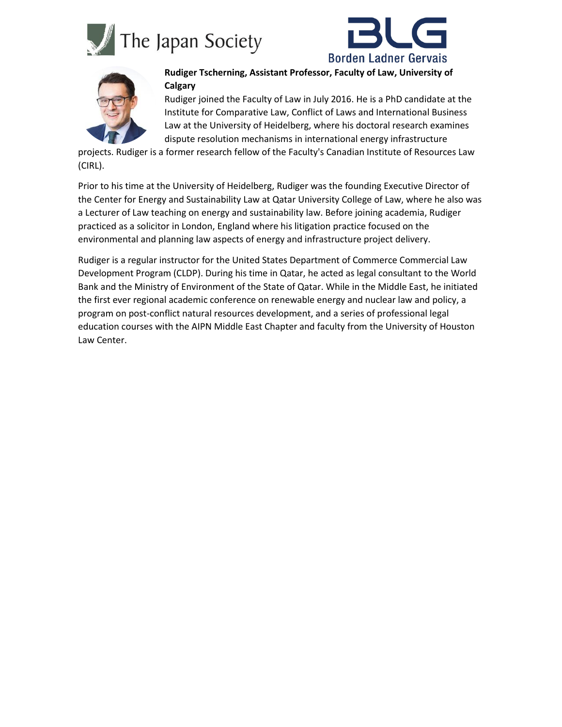The Japan Society

Borden Ladner Gervais

**Rudiger Tscherning, Assistant Professor, Faculty of Law, University of Calgary**

Rudiger joined the Faculty of Law in July 2016. He is a PhD candidate at the Institute for Comparative Law, Conflict of Laws and International Business Law at the University of Heidelberg, where his doctoral research examines dispute resolution mechanisms in international energy infrastructure projects. Rudiger is a former research fellow of the Faculty's Canadian Institute of Resources Law (CIRL).

Prior to his time at the University of Heidelberg, Rudiger was the founding Executive Director of the Center for Energy and Sustainability Law at Qatar University College of Law, where he also was a Lecturer of Law teaching on energy and sustainability law. Before joining academia, Rudiger practiced as a solicitor in London, England where his litigation practice focused on the environmental and planning law aspects of energy and infrastructure project delivery.

Rudiger is a regular instructor for the United States Department of Commerce Commercial Law Development Program (CLDP). During his time in Qatar, he acted as legal consultant to the World Bank and the Ministry of Environment of the State of Qatar. While in the Middle East, he initiated the first ever regional academic conference on renewable energy and nuclear law and policy, a program on post-conflict natural resources development, and a series of professional legal education courses with the AIPN Middle East Chapter and faculty from the University of Houston Law Center.